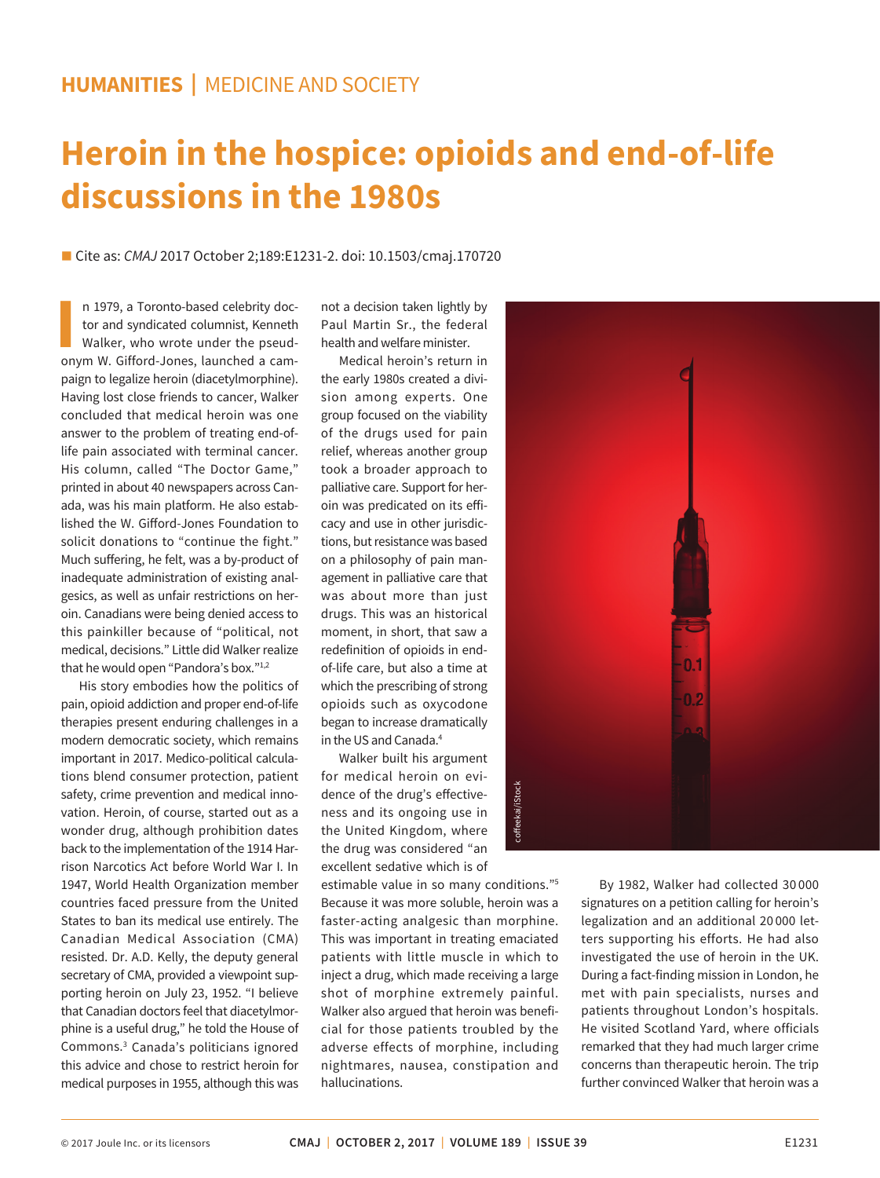HUMANITIES | MEDICINE AND SOCIETY

# Heroin in the hospice: opioids and end-of-life discussions in the 1980s

■ Cite as: *CMAJ* 2017 October 2;189:E1231-2. doi: 10.1503/cmaj.170720

In 1979, a Toronto-based celebrity doctor and syndicated columnist, Kenneth Walker, who wrote under the pseudonym W. Gifford-Jones, launched a campaign to legalize heroin (diacetylmorphine). Having lost close friends to cancer, Walker concluded that medical heroin was one answer to the problem of treating end-of-life pain associated with terminal cancer. His column, called "The Doctor Game," printed in about 40 newspapers across Canada, was his main platform. He also established the W. Gifford-Jones Foundation to solicit donations to "continue the fight." Much suffering, he felt, was a by-product of inadequate administration of existing analgesics, as well as unfair restrictions on heroin. Canadians were being denied access to this painkiller because of "political, not medical, decisions." Little did Walker realize that he would open "Pandora's box."[1,2]

His story embodies how the politics of pain, opioid addiction and proper end-of-life therapies present enduring challenges in a modern democratic society, which remains important in 2017. Medico-political calculations blend consumer protection, patient safety, crime prevention and medical innovation. Heroin, of course, started out as a wonder drug, although prohibition dates back to the implementation of the 1914 Harrison Narcotics Act before World War I. In 1947, World Health Organization member countries faced pressure from the United States to ban its medical use entirely. The Canadian Medical Association (CMA) resisted. Dr. A.D. Kelly, the deputy general secretary of CMA, provided a viewpoint supporting heroin on July 23, 1952. "I believe that Canadian doctors feel that diacetylmorphine is a useful drug," he told the House of Commons.[3] Canada's politicians ignored this advice and chose to restrict heroin for medical purposes in 1955, although this was not a decision taken lightly by Paul Martin Sr., the federal health and welfare minister.

Medical heroin's return in the early 1980s created a division among experts. One group focused on the viability of the drugs used for pain relief, whereas another group took a broader approach to palliative care. Support for heroin was predicated on its efficacy and use in other jurisdictions, but resistance was based on a philosophy of pain management in palliative care that was about more than just drugs. This was an historical moment, in short, that saw a redefinition of opioids in end-of-life care, but also a time at which the prescribing of strong opioids such as oxycodone began to increase dramatically in the US and Canada.[4]

Walker built his argument for medical heroin on evidence of the drug's effectiveness and its ongoing use in the United Kingdom, where the drug was considered "an excellent sedative which is of estimable value in so many conditions."[5] Because it was more soluble, heroin was a faster-acting analgesic than morphine. This was important in treating emaciated patients with little muscle in which to inject a drug, which made receiving a large shot of morphine extremely painful. Walker also argued that heroin was beneficial for those patients troubled by the adverse effects of morphine, including nightmares, nausea, constipation and hallucinations.

By 1982, Walker had collected 30 000 signatures on a petition calling for heroin's legalization and an additional 20 000 letters supporting his efforts. He had also investigated the use of heroin in the UK. During a fact-finding mission in London, he met with pain specialists, nurses and patients throughout London's hospitals. He visited Scotland Yard, where officials remarked that they had much larger crime concerns than therapeutic heroin. The trip further convinced Walker that heroin was a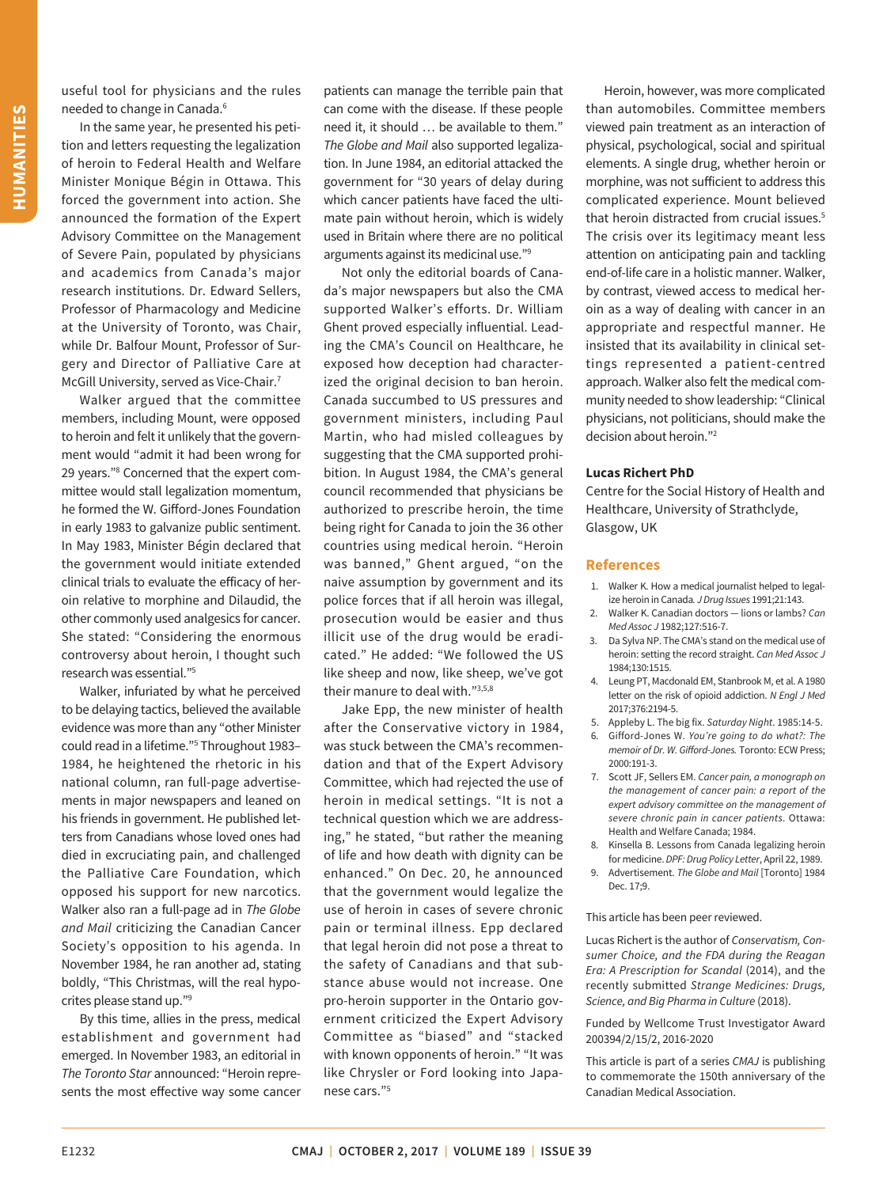useful tool for physicians and the rules needed to change in Canada.[6]

In the same year, he presented his petition and letters requesting the legalization of heroin to Federal Health and Welfare Minister Monique Bégin in Ottawa. This forced the government into action. She announced the formation of the Expert Advisory Committee on the Management of Severe Pain, populated by physicians and academics from Canada's major research institutions. Dr. Edward Sellers, Professor of Pharmacology and Medicine at the University of Toronto, was Chair, while Dr. Balfour Mount, Professor of Surgery and Director of Palliative Care at McGill University, served as Vice-Chair.[7]

Walker argued that the committee members, including Mount, were opposed to heroin and felt it unlikely that the government would "admit it had been wrong for 29 years."[8] Concerned that the expert committee would stall legalization momentum, he formed the W. Gifford-Jones Foundation in early 1983 to galvanize public sentiment. In May 1983, Minister Bégin declared that the government would initiate extended clinical trials to evaluate the efficacy of heroin relative to morphine and Dilaudid, the other commonly used analgesics for cancer. She stated: "Considering the enormous controversy about heroin, I thought such research was essential."[5]

Walker, infuriated by what he perceived to be delaying tactics, believed the available evidence was more than any "other Minister could read in a lifetime."[5] Throughout 1983–1984, he heightened the rhetoric in his national column, ran full-page advertisements in major newspapers and leaned on his friends in government. He published letters from Canadians whose loved ones had died in excruciating pain, and challenged the Palliative Care Foundation, which opposed his support for new narcotics. Walker also ran a full-page ad in *The Globe and Mail* criticizing the Canadian Cancer Society's opposition to his agenda. In November 1984, he ran another ad, stating boldly, "This Christmas, will the real hypocrites please stand up."[9]

By this time, allies in the press, medical establishment and government had emerged. In November 1983, an editorial in *The Toronto Star* announced: "Heroin represents the most effective way some cancer patients can manage the terrible pain that can come with the disease. If these people need it, it should … be available to them." *The Globe and Mail* also supported legalization. In June 1984, an editorial attacked the government for "30 years of delay during which cancer patients have faced the ultimate pain without heroin, which is widely used in Britain where there are no political arguments against its medicinal use."[9]

Not only the editorial boards of Canada's major newspapers but also the CMA supported Walker's efforts. Dr. William Ghent proved especially influential. Leading the CMA's Council on Healthcare, he exposed how deception had characterized the original decision to ban heroin. Canada succumbed to US pressures and government ministers, including Paul Martin, who had misled colleagues by suggesting that the CMA supported prohibition. In August 1984, the CMA's general council recommended that physicians be authorized to prescribe heroin, the time being right for Canada to join the 36 other countries using medical heroin. "Heroin was banned," Ghent argued, "on the naive assumption by government and its police forces that if all heroin was illegal, prosecution would be easier and thus illicit use of the drug would be eradicated." He added: "We followed the US like sheep and now, like sheep, we've got their manure to deal with."[3,5,8]

Jake Epp, the new minister of health after the Conservative victory in 1984, was stuck between the CMA's recommendation and that of the Expert Advisory Committee, which had rejected the use of heroin in medical settings. "It is not a technical question which we are addressing," he stated, "but rather the meaning of life and how death with dignity can be enhanced." On Dec. 20, he announced that the government would legalize the use of heroin in cases of severe chronic pain or terminal illness. Epp declared that legal heroin did not pose a threat to the safety of Canadians and that substance abuse would not increase. One pro-heroin supporter in the Ontario government criticized the Expert Advisory Committee as "biased" and "stacked with known opponents of heroin." "It was like Chrysler or Ford looking into Japanese cars."[5]

Heroin, however, was more complicated than automobiles. Committee members viewed pain treatment as an interaction of physical, psychological, social and spiritual elements. A single drug, whether heroin or morphine, was not sufficient to address this complicated experience. Mount believed that heroin distracted from crucial issues.[5] The crisis over its legitimacy meant less attention on anticipating pain and tackling end-of-life care in a holistic manner. Walker, by contrast, viewed access to medical heroin as a way of dealing with cancer in an appropriate and respectful manner. He insisted that its availability in clinical settings represented a patient-centred approach. Walker also felt the medical community needed to show leadership: "Clinical physicians, not politicians, should make the decision about heroin."[2]

**Lucas Richert PhD**

Centre for the Social History of Health and Healthcare, University of Strathclyde, Glasgow, UK

## References

1. Walker K. How a medical journalist helped to legalize heroin in Canada. *J Drug Issues* 1991;21:143.
2. Walker K. Canadian doctors — lions or lambs? *Can Med Assoc J* 1982;127:516-7.
3. Da Sylva NP. The CMA's stand on the medical use of heroin: setting the record straight. *Can Med Assoc J* 1984;130:1515.
4. Leung PT, Macdonald EM, Stanbrook M, et al. A 1980 letter on the risk of opioid addiction. *N Engl J Med* 2017;376:2194-5.
5. Appleby L. The big fix. *Saturday Night*. 1985:14-5.
6. Gifford-Jones W. *You're going to do what?: The memoir of Dr. W. Gifford-Jones.* Toronto: ECW Press; 2000:191-3.
7. Scott JF, Sellers EM. *Cancer pain, a monograph on the management of cancer pain: a report of the expert advisory committee on the management of severe chronic pain in cancer patients*. Ottawa: Health and Welfare Canada; 1984.
8. Kinsella B. Lessons from Canada legalizing heroin for medicine. *DPF: Drug Policy Letter*, April 22, 1989.
9. Advertisement. *The Globe and Mail* [Toronto] 1984 Dec. 17;9.

This article has been peer reviewed.

Lucas Richert is the author of *Conservatism, Consumer Choice, and the FDA during the Reagan Era: A Prescription for Scandal* (2014), and the recently submitted *Strange Medicines: Drugs, Science, and Big Pharma in Culture* (2018).

Funded by Wellcome Trust Investigator Award 200394/2/15/2, 2016-2020

This article is part of a series *CMAJ* is publishing to commemorate the 150th anniversary of the Canadian Medical Association.